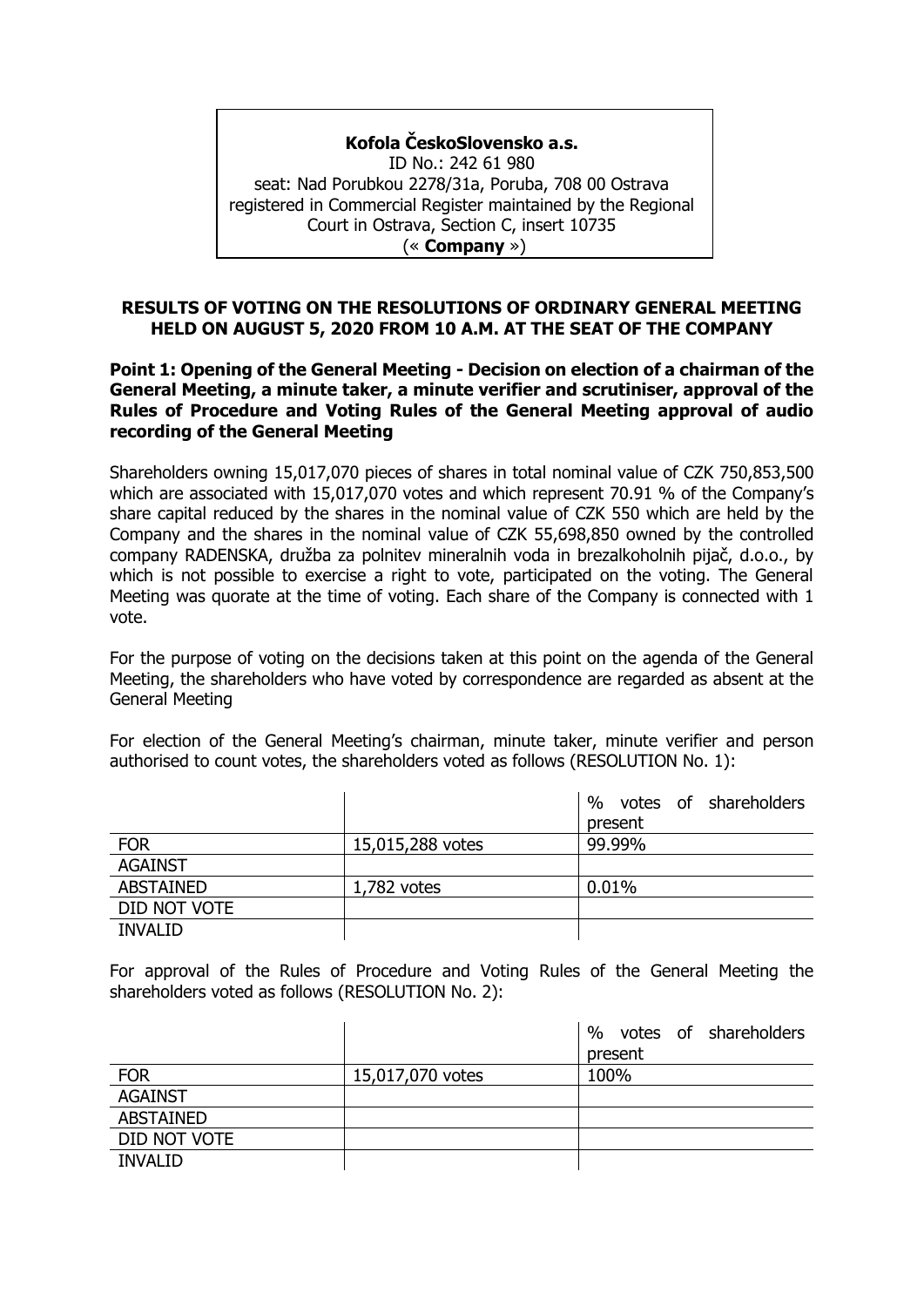**Kofola ČeskoSlovensko a.s.**
ID No.: 242 61 980
seat: Nad Porubkou 2278/31a, Poruba, 708 00 Ostrava
registered in Commercial Register maintained by the Regional Court in Ostrava, Section C, insert 10735
(« **Company** »)

## RESULTS OF VOTING ON THE RESOLUTIONS OF ORDINARY GENERAL MEETING HELD ON AUGUST 5, 2020 FROM 10 A.M. AT THE SEAT OF THE COMPANY

### Point 1: Opening of the General Meeting - Decision on election of a chairman of the General Meeting, a minute taker, a minute verifier and scrutiniser, approval of the Rules of Procedure and Voting Rules of the General Meeting approval of audio recording of the General Meeting

Shareholders owning 15,017,070 pieces of shares in total nominal value of CZK 750,853,500 which are associated with 15,017,070 votes and which represent 70.91 % of the Company's share capital reduced by the shares in the nominal value of CZK 550 which are held by the Company and the shares in the nominal value of CZK 55,698,850 owned by the controlled company RADENSKA, družba za polnitev mineralnih voda in brezalkoholnih pijač, d.o.o., by which is not possible to exercise a right to vote, participated on the voting. The General Meeting was quorate at the time of voting. Each share of the Company is connected with 1 vote.

For the purpose of voting on the decisions taken at this point on the agenda of the General Meeting, the shareholders who have voted by correspondence are regarded as absent at the General Meeting

For election of the General Meeting's chairman, minute taker, minute verifier and person authorised to count votes, the shareholders voted as follows (RESOLUTION No. 1):

| | | % votes of shareholders present |
|---|---|---|
| FOR | 15,015,288 votes | 99.99% |
| AGAINST | | |
| ABSTAINED | 1,782 votes | 0.01% |
| DID NOT VOTE | | |
| INVALID | | |

For approval of the Rules of Procedure and Voting Rules of the General Meeting the shareholders voted as follows (RESOLUTION No. 2):

| | | % votes of shareholders present |
|---|---|---|
| FOR | 15,017,070 votes | 100% |
| AGAINST | | |
| ABSTAINED | | |
| DID NOT VOTE | | |
| INVALID | | |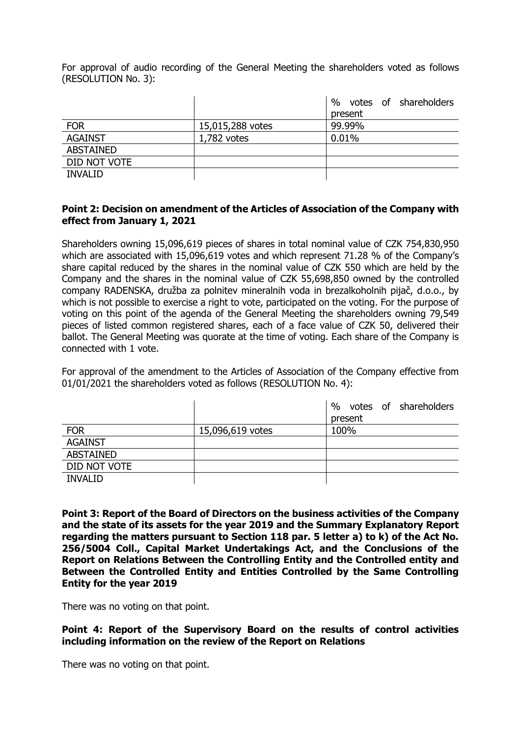For approval of audio recording of the General Meeting the shareholders voted as follows (RESOLUTION No. 3):

| | | % votes of shareholders present |
|---|---|---|
| FOR | 15,015,288 votes | 99.99% |
| AGAINST | 1,782 votes | 0.01% |
| ABSTAINED | | |
| DID NOT VOTE | | |
| INVALID | | |

**Point 2: Decision on amendment of the Articles of Association of the Company with effect from January 1, 2021**

Shareholders owning 15,096,619 pieces of shares in total nominal value of CZK 754,830,950 which are associated with 15,096,619 votes and which represent 71.28 % of the Company's share capital reduced by the shares in the nominal value of CZK 550 which are held by the Company and the shares in the nominal value of CZK 55,698,850 owned by the controlled company RADENSKA, družba za polnitev mineralnih voda in brezalkoholnih pijač, d.o.o., by which is not possible to exercise a right to vote, participated on the voting. For the purpose of voting on this point of the agenda of the General Meeting the shareholders owning 79,549 pieces of listed common registered shares, each of a face value of CZK 50, delivered their ballot. The General Meeting was quorate at the time of voting. Each share of the Company is connected with 1 vote.

For approval of the amendment to the Articles of Association of the Company effective from 01/01/2021 the shareholders voted as follows (RESOLUTION No. 4):

| | | % votes of shareholders present |
|---|---|---|
| FOR | 15,096,619 votes | 100% |
| AGAINST | | |
| ABSTAINED | | |
| DID NOT VOTE | | |
| INVALID | | |

**Point 3: Report of the Board of Directors on the business activities of the Company and the state of its assets for the year 2019 and the Summary Explanatory Report regarding the matters pursuant to Section 118 par. 5 letter a) to k) of the Act No. 256/5004 Coll., Capital Market Undertakings Act, and the Conclusions of the Report on Relations Between the Controlling Entity and the Controlled entity and Between the Controlled Entity and Entities Controlled by the Same Controlling Entity for the year 2019**

There was no voting on that point.

**Point 4: Report of the Supervisory Board on the results of control activities including information on the review of the Report on Relations**

There was no voting on that point.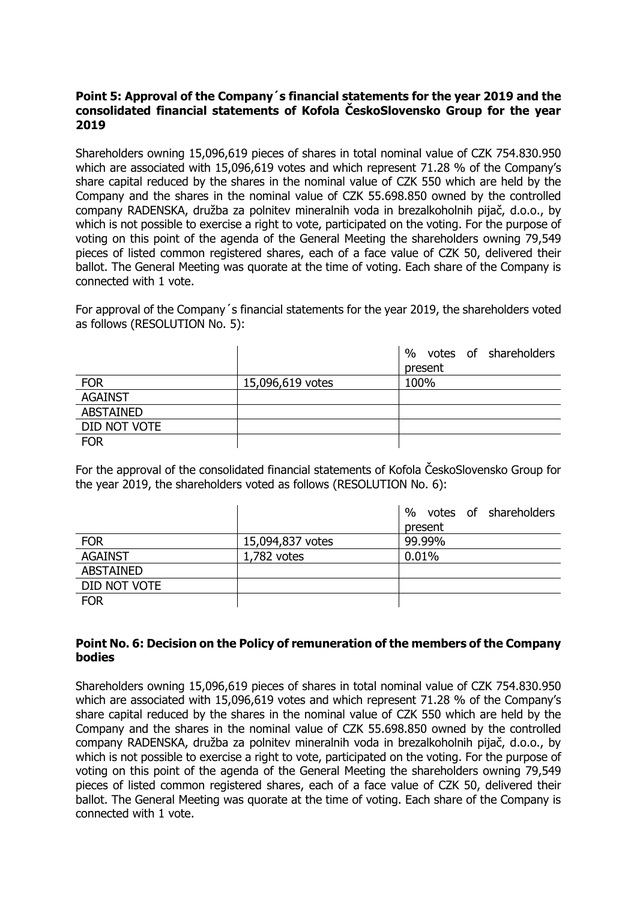**Point 5: Approval of the Company´s financial statements for the year 2019 and the consolidated financial statements of Kofola ČeskoSlovensko Group for the year 2019**

Shareholders owning 15,096,619 pieces of shares in total nominal value of CZK 754.830.950 which are associated with 15,096,619 votes and which represent 71.28 % of the Company's share capital reduced by the shares in the nominal value of CZK 550 which are held by the Company and the shares in the nominal value of CZK 55.698.850 owned by the controlled company RADENSKA, družba za polnitev mineralnih voda in brezalkoholnih pijač, d.o.o., by which is not possible to exercise a right to vote, participated on the voting. For the purpose of voting on this point of the agenda of the General Meeting the shareholders owning 79,549 pieces of listed common registered shares, each of a face value of CZK 50, delivered their ballot. The General Meeting was quorate at the time of voting. Each share of the Company is connected with 1 vote.

For approval of the Company´s financial statements for the year 2019, the shareholders voted as follows (RESOLUTION No. 5):

| | | % votes of shareholders present |
|---|---|---|
| FOR | 15,096,619 votes | 100% |
| AGAINST | | |
| ABSTAINED | | |
| DID NOT VOTE | | |
| FOR | | |

For the approval of the consolidated financial statements of Kofola ČeskoSlovensko Group for the year 2019, the shareholders voted as follows (RESOLUTION No. 6):

| | | % votes of shareholders present |
|---|---|---|
| FOR | 15,094,837 votes | 99.99% |
| AGAINST | 1,782 votes | 0.01% |
| ABSTAINED | | |
| DID NOT VOTE | | |
| FOR | | |

**Point No. 6: Decision on the Policy of remuneration of the members of the Company bodies**

Shareholders owning 15,096,619 pieces of shares in total nominal value of CZK 754.830.950 which are associated with 15,096,619 votes and which represent 71.28 % of the Company's share capital reduced by the shares in the nominal value of CZK 550 which are held by the Company and the shares in the nominal value of CZK 55.698.850 owned by the controlled company RADENSKA, družba za polnitev mineralnih voda in brezalkoholnih pijač, d.o.o., by which is not possible to exercise a right to vote, participated on the voting. For the purpose of voting on this point of the agenda of the General Meeting the shareholders owning 79,549 pieces of listed common registered shares, each of a face value of CZK 50, delivered their ballot. The General Meeting was quorate at the time of voting. Each share of the Company is connected with 1 vote.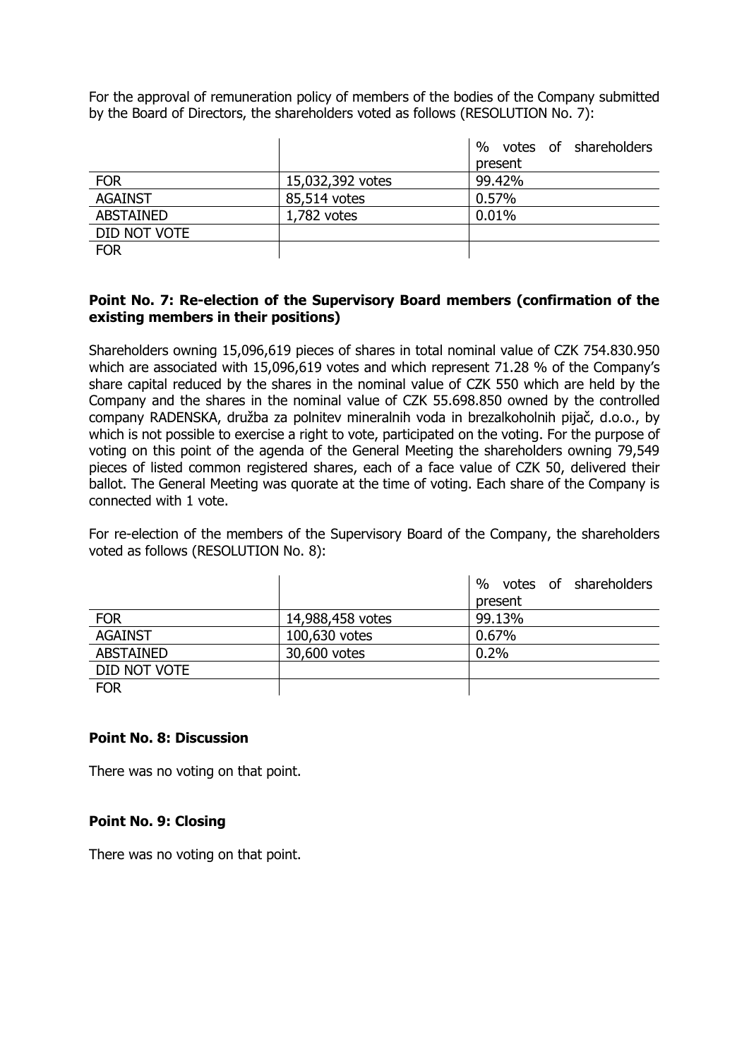For the approval of remuneration policy of members of the bodies of the Company submitted by the Board of Directors, the shareholders voted as follows (RESOLUTION No. 7):

| | | % votes of shareholders present |
|---|---|---|
| FOR | 15,032,392 votes | 99.42% |
| AGAINST | 85,514 votes | 0.57% |
| ABSTAINED | 1,782 votes | 0.01% |
| DID NOT VOTE | | |
| FOR | | |

**Point No. 7: Re-election of the Supervisory Board members (confirmation of the existing members in their positions)**

Shareholders owning 15,096,619 pieces of shares in total nominal value of CZK 754.830.950 which are associated with 15,096,619 votes and which represent 71.28 % of the Company's share capital reduced by the shares in the nominal value of CZK 550 which are held by the Company and the shares in the nominal value of CZK 55.698.850 owned by the controlled company RADENSKA, družba za polnitev mineralnih voda in brezalkoholnih pijač, d.o.o., by which is not possible to exercise a right to vote, participated on the voting. For the purpose of voting on this point of the agenda of the General Meeting the shareholders owning 79,549 pieces of listed common registered shares, each of a face value of CZK 50, delivered their ballot. The General Meeting was quorate at the time of voting. Each share of the Company is connected with 1 vote.

For re-election of the members of the Supervisory Board of the Company, the shareholders voted as follows (RESOLUTION No. 8):

| | | % votes of shareholders present |
|---|---|---|
| FOR | 14,988,458 votes | 99.13% |
| AGAINST | 100,630 votes | 0.67% |
| ABSTAINED | 30,600 votes | 0.2% |
| DID NOT VOTE | | |
| FOR | | |

**Point No. 8: Discussion**

There was no voting on that point.

**Point No. 9: Closing**

There was no voting on that point.